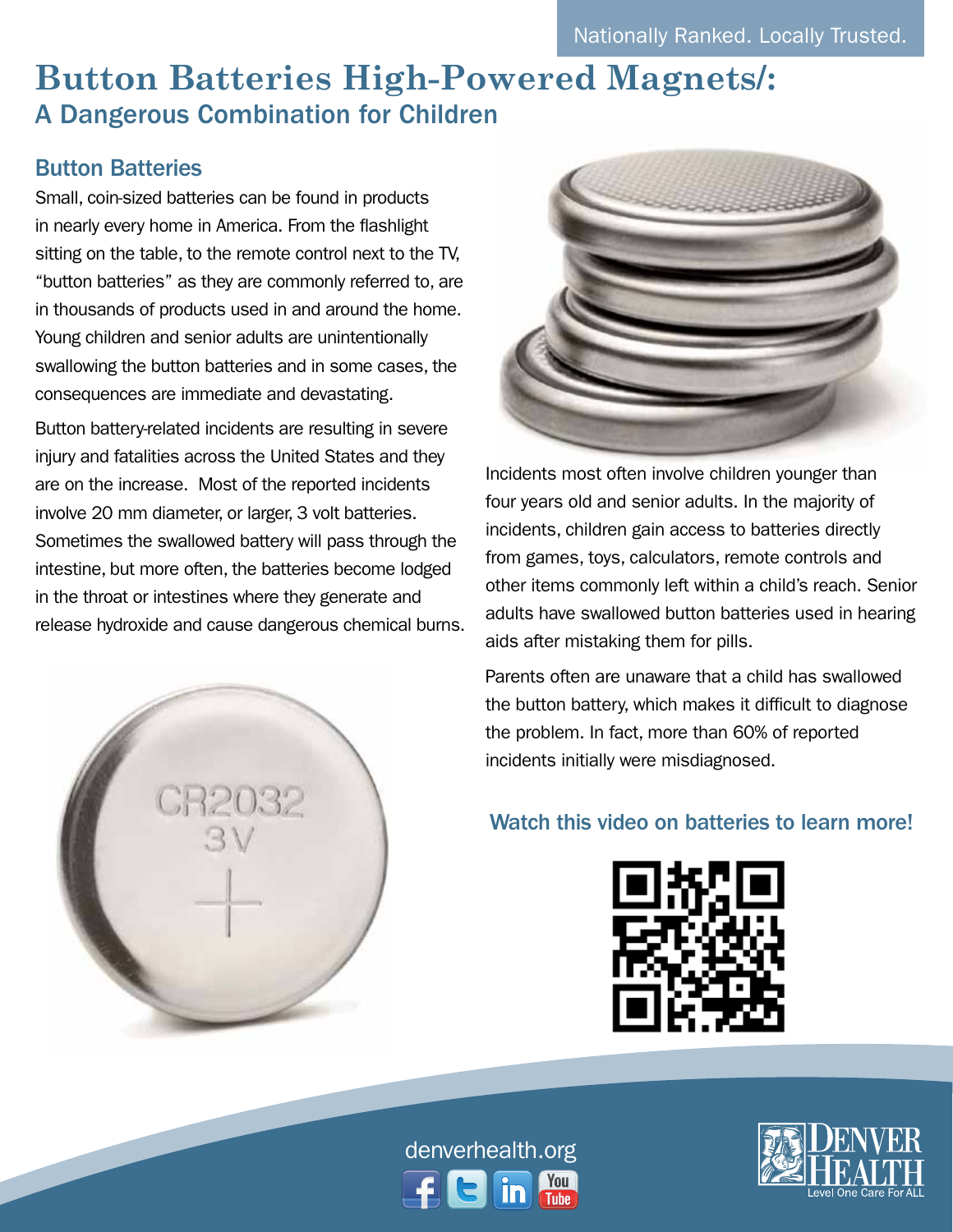Nationally Ranked. Locally Trusted.

# Button Batteries High-Powered Magnets/:
## A Dangerous Combination for Children

### Button Batteries

Small, coin-sized batteries can be found in products in nearly every home in America. From the flashlight sitting on the table, to the remote control next to the TV, "button batteries" as they are commonly referred to, are in thousands of products used in and around the home. Young children and senior adults are unintentionally swallowing the button batteries and in some cases, the consequences are immediate and devastating.

Button battery-related incidents are resulting in severe injury and fatalities across the United States and they are on the increase. Most of the reported incidents involve 20 mm diameter, or larger, 3 volt batteries. Sometimes the swallowed battery will pass through the intestine, but more often, the batteries become lodged in the throat or intestines where they generate and release hydroxide and cause dangerous chemical burns.

Incidents most often involve children younger than four years old and senior adults. In the majority of incidents, children gain access to batteries directly from games, toys, calculators, remote controls and other items commonly left within a child's reach. Senior adults have swallowed button batteries used in hearing aids after mistaking them for pills.

Parents often are unaware that a child has swallowed the button battery, which makes it difficult to diagnose the problem. In fact, more than 60% of reported incidents initially were misdiagnosed.

**Watch this video on batteries to learn more!**

denverhealth.org

Denver Health — Level One Care For ALL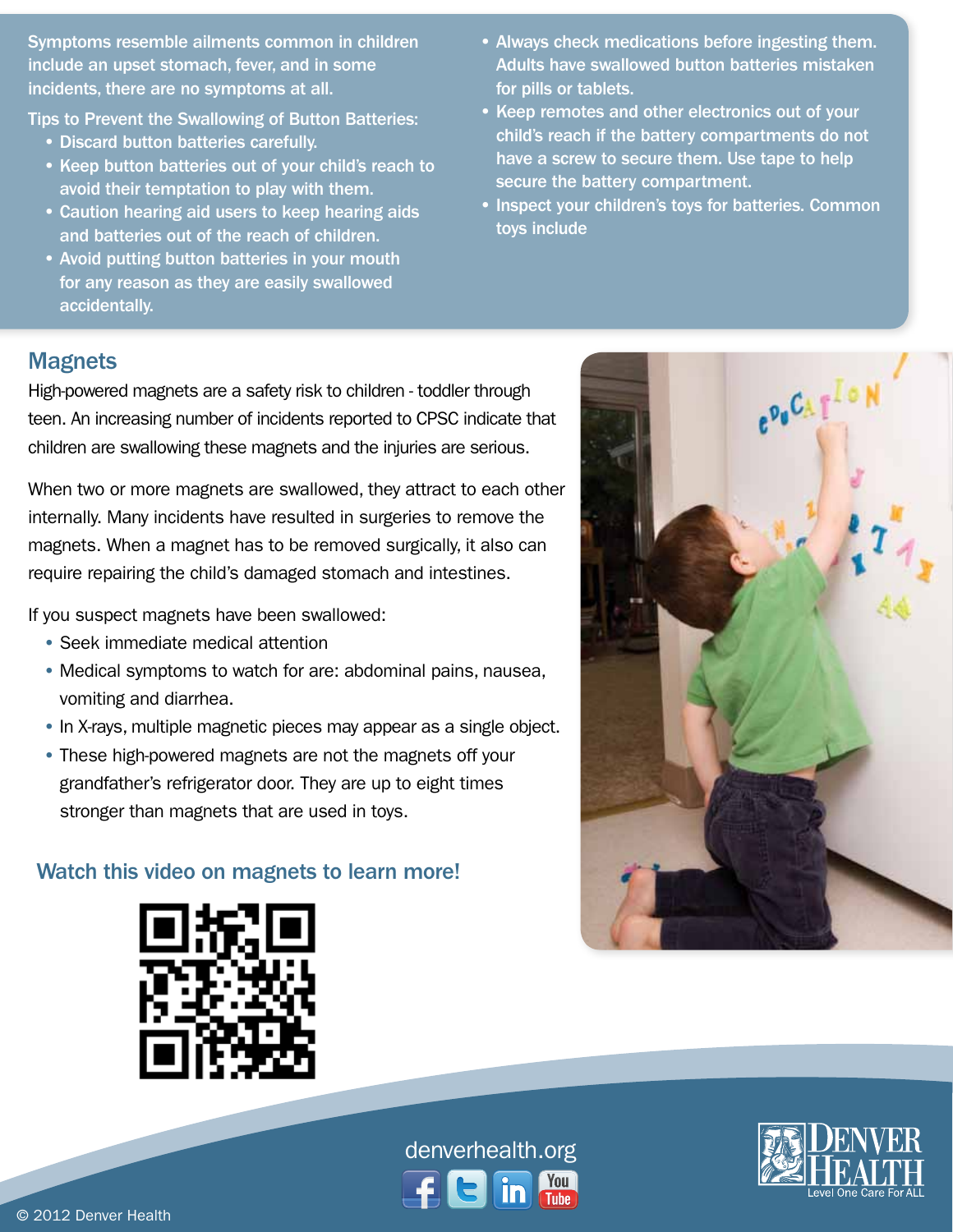Symptoms resemble ailments common in children include an upset stomach, fever, and in some incidents, there are no symptoms at all.

Tips to Prevent the Swallowing of Button Batteries:

- Discard button batteries carefully.
- Keep button batteries out of your child's reach to avoid their temptation to play with them.
- Caution hearing aid users to keep hearing aids and batteries out of the reach of children.
- Avoid putting button batteries in your mouth for any reason as they are easily swallowed accidentally.
- Always check medications before ingesting them. Adults have swallowed button batteries mistaken for pills or tablets.
- Keep remotes and other electronics out of your child's reach if the battery compartments do not have a screw to secure them. Use tape to help secure the battery compartment.
- Inspect your children's toys for batteries. Common toys include

## Magnets

High-powered magnets are a safety risk to children - toddler through teen. An increasing number of incidents reported to CPSC indicate that children are swallowing these magnets and the injuries are serious.

When two or more magnets are swallowed, they attract to each other internally. Many incidents have resulted in surgeries to remove the magnets. When a magnet has to be removed surgically, it also can require repairing the child's damaged stomach and intestines.

If you suspect magnets have been swallowed:

- Seek immediate medical attention
- Medical symptoms to watch for are: abdominal pains, nausea, vomiting and diarrhea.
- In X-rays, multiple magnetic pieces may appear as a single object.
- These high-powered magnets are not the magnets off your grandfather's refrigerator door. They are up to eight times stronger than magnets that are used in toys.

### Watch this video on magnets to learn more!

denverhealth.org

Denver Health
Level One Care For ALL

© 2012 Denver Health